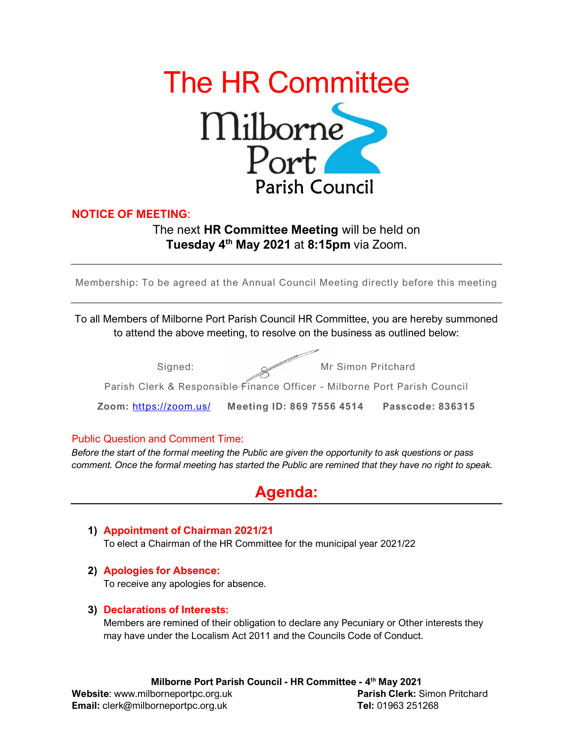# The HR Committee

Milborne Port Parish Council

**NOTICE OF MEETING:**

The next **HR Committee Meeting** will be held on **Tuesday 4th May 2021** at **8:15pm** via Zoom.

---

Membership: To be agreed at the Annual Council Meeting directly before this meeting

---

To all Members of Milborne Port Parish Council HR Committee, you are hereby summoned to attend the above meeting, to resolve on the business as outlined below:

Signed: Mr Simon Pritchard

Parish Clerk & Responsible Finance Officer - Milborne Port Parish Council

**Zoom:** https://zoom.us/ **Meeting ID: 869 7556 4514** **Passcode: 836315**

### Public Question and Comment Time:

*Before the start of the formal meeting the Public are given the opportunity to ask questions or pass comment. Once the formal meeting has started the Public are remined that they have no right to speak.*

## Agenda:

1) **Appointment of Chairman 2021/21**
   To elect a Chairman of the HR Committee for the municipal year 2021/22

2) **Apologies for Absence:**
   To receive any apologies for absence.

3) **Declarations of Interests:**
   Members are remined of their obligation to declare any Pecuniary or Other interests they may have under the Localism Act 2011 and the Councils Code of Conduct.

**Milborne Port Parish Council - HR Committee - 4th May 2021**

**Website**: www.milborneportpc.org.uk
**Email:** clerk@milborneportpc.org.uk
**Parish Clerk:** Simon Pritchard
**Tel:** 01963 251268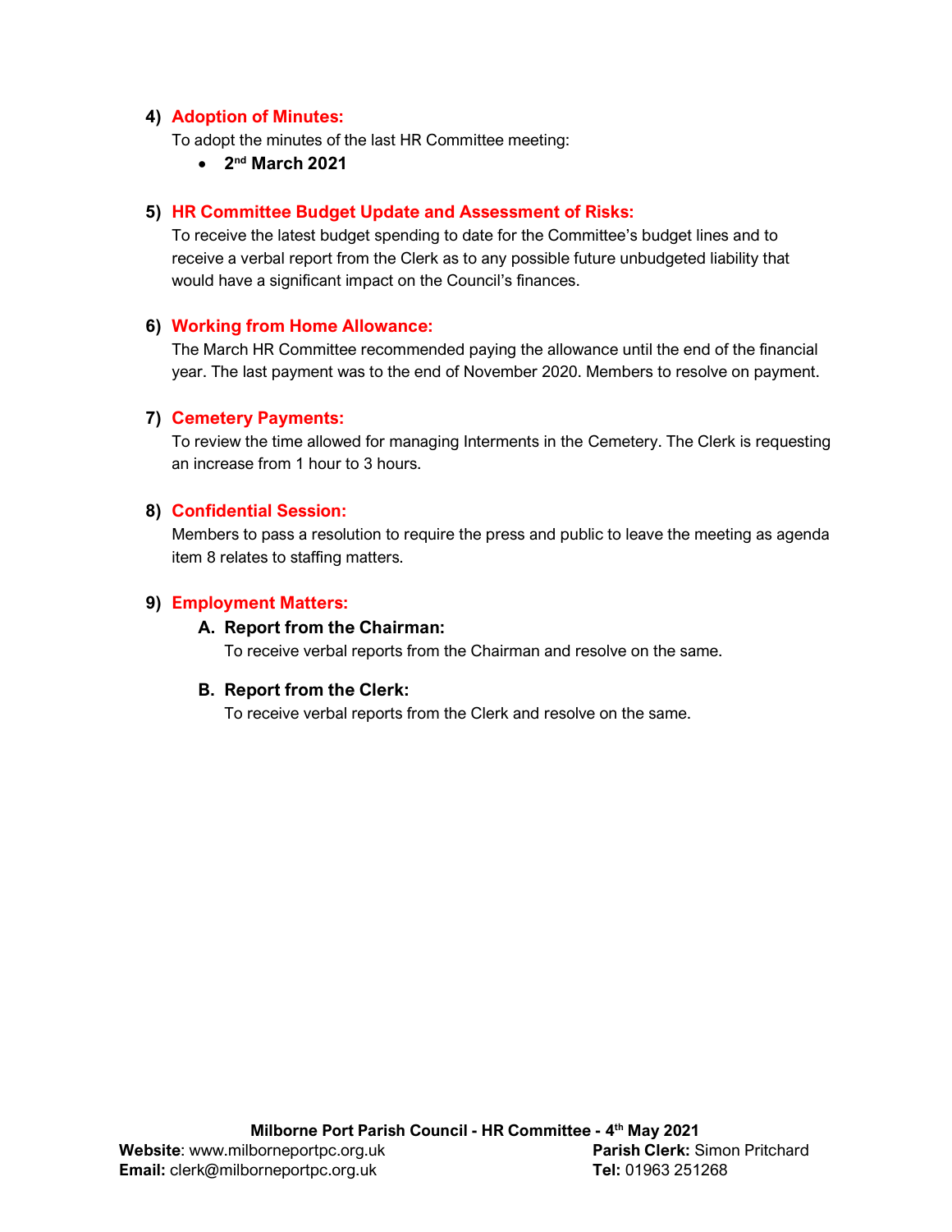## 4) Adoption of Minutes:

To adopt the minutes of the last HR Committee meeting:

- **2nd March 2021**

## 5) HR Committee Budget Update and Assessment of Risks:

To receive the latest budget spending to date for the Committee's budget lines and to receive a verbal report from the Clerk as to any possible future unbudgeted liability that would have a significant impact on the Council's finances.

## 6) Working from Home Allowance:

The March HR Committee recommended paying the allowance until the end of the financial year. The last payment was to the end of November 2020. Members to resolve on payment.

## 7) Cemetery Payments:

To review the time allowed for managing Interments in the Cemetery. The Clerk is requesting an increase from 1 hour to 3 hours.

## 8) Confidential Session:

Members to pass a resolution to require the press and public to leave the meeting as agenda item 8 relates to staffing matters.

## 9) Employment Matters:

### A. Report from the Chairman:

To receive verbal reports from the Chairman and resolve on the same.

### B. Report from the Clerk:

To receive verbal reports from the Clerk and resolve on the same.

**Milborne Port Parish Council - HR Committee - 4th May 2021**

**Website**: www.milborneportpc.org.uk
**Email:** clerk@milborneportpc.org.uk
**Parish Clerk:** Simon Pritchard
**Tel:** 01963 251268